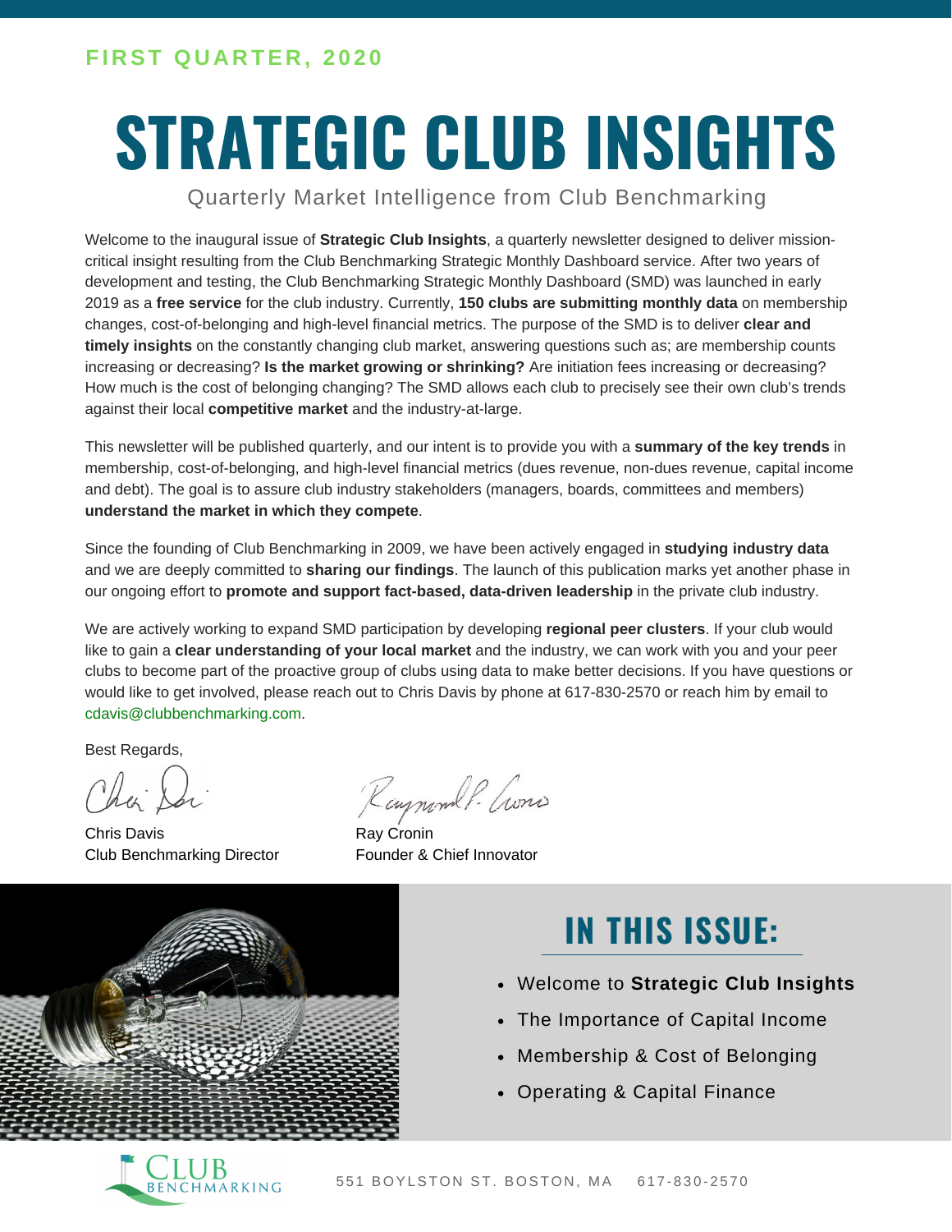**FIRST QUARTER, 2020**

# STRATEGIC CLUB INSIGHTS

Quarterly Market Intelligence from Club Benchmarking

Welcome to the inaugural issue of **Strategic Club Insights**, a quarterly newsletter designed to deliver mission-critical insight resulting from the Club Benchmarking Strategic Monthly Dashboard service. After two years of development and testing, the Club Benchmarking Strategic Monthly Dashboard (SMD) was launched in early 2019 as a **free service** for the club industry. Currently, **150 clubs are submitting monthly data** on membership changes, cost-of-belonging and high-level financial metrics. The purpose of the SMD is to deliver **clear and timely insights** on the constantly changing club market, answering questions such as; are membership counts increasing or decreasing? **Is the market growing or shrinking?** Are initiation fees increasing or decreasing? How much is the cost of belonging changing? The SMD allows each club to precisely see their own club's trends against their local **competitive market** and the industry-at-large.

This newsletter will be published quarterly, and our intent is to provide you with a **summary of the key trends** in membership, cost-of-belonging, and high-level financial metrics (dues revenue, non-dues revenue, capital income and debt). The goal is to assure club industry stakeholders (managers, boards, committees and members) **understand the market in which they compete**.

Since the founding of Club Benchmarking in 2009, we have been actively engaged in **studying industry data** and we are deeply committed to **sharing our findings**. The launch of this publication marks yet another phase in our ongoing effort to **promote and support fact-based, data-driven leadership** in the private club industry.

We are actively working to expand SMD participation by developing **regional peer clusters**. If your club would like to gain a **clear understanding of your local market** and the industry, we can work with you and your peer clubs to become part of the proactive group of clubs using data to make better decisions. If you have questions or would like to get involved, please reach out to Chris Davis by phone at 617-830-2570 or reach him by email to cdavis@clubbenchmarking.com.

Best Regards,

Chris Davis
Club Benchmarking Director

Ray Cronin
Founder & Chief Innovator

## IN THIS ISSUE:

- Welcome to **Strategic Club Insights**
- The Importance of Capital Income
- Membership & Cost of Belonging
- Operating & Capital Finance

CLUB BENCHMARKING

551 BOYLSTON ST. BOSTON, MA 617-830-2570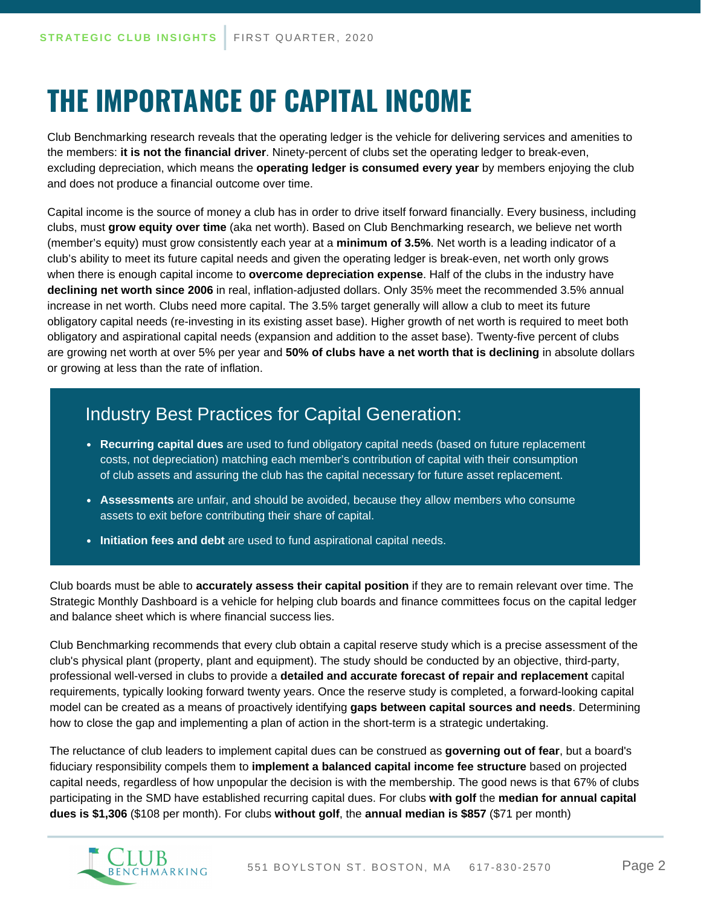# THE IMPORTANCE OF CAPITAL INCOME

Club Benchmarking research reveals that the operating ledger is the vehicle for delivering services and amenities to the members: **it is not the financial driver**. Ninety-percent of clubs set the operating ledger to break-even, excluding depreciation, which means the **operating ledger is consumed every year** by members enjoying the club and does not produce a financial outcome over time.

Capital income is the source of money a club has in order to drive itself forward financially. Every business, including clubs, must **grow equity over time** (aka net worth). Based on Club Benchmarking research, we believe net worth (member's equity) must grow consistently each year at a **minimum of 3.5%**. Net worth is a leading indicator of a club's ability to meet its future capital needs and given the operating ledger is break-even, net worth only grows when there is enough capital income to **overcome depreciation expense**. Half of the clubs in the industry have **declining net worth since 2006** in real, inflation-adjusted dollars. Only 35% meet the recommended 3.5% annual increase in net worth. Clubs need more capital. The 3.5% target generally will allow a club to meet its future obligatory capital needs (re-investing in its existing asset base). Higher growth of net worth is required to meet both obligatory and aspirational capital needs (expansion and addition to the asset base). Twenty-five percent of clubs are growing net worth at over 5% per year and **50% of clubs have a net worth that is declining** in absolute dollars or growing at less than the rate of inflation.

## Industry Best Practices for Capital Generation:

- **Recurring capital dues** are used to fund obligatory capital needs (based on future replacement costs, not depreciation) matching each member's contribution of capital with their consumption of club assets and assuring the club has the capital necessary for future asset replacement.
- **Assessments** are unfair, and should be avoided, because they allow members who consume assets to exit before contributing their share of capital.
- **Initiation fees and debt** are used to fund aspirational capital needs.

Club boards must be able to **accurately assess their capital position** if they are to remain relevant over time. The Strategic Monthly Dashboard is a vehicle for helping club boards and finance committees focus on the capital ledger and balance sheet which is where financial success lies.

Club Benchmarking recommends that every club obtain a capital reserve study which is a precise assessment of the club's physical plant (property, plant and equipment). The study should be conducted by an objective, third-party, professional well-versed in clubs to provide a **detailed and accurate forecast of repair and replacement** capital requirements, typically looking forward twenty years. Once the reserve study is completed, a forward-looking capital model can be created as a means of proactively identifying **gaps between capital sources and needs**. Determining how to close the gap and implementing a plan of action in the short-term is a strategic undertaking.

The reluctance of club leaders to implement capital dues can be construed as **governing out of fear**, but a board's fiduciary responsibility compels them to **implement a balanced capital income fee structure** based on projected capital needs, regardless of how unpopular the decision is with the membership. The good news is that 67% of clubs participating in the SMD have established recurring capital dues. For clubs **with golf** the **median for annual capital dues is $1,306** ($108 per month). For clubs **without golf**, the **annual median is $857** ($71 per month)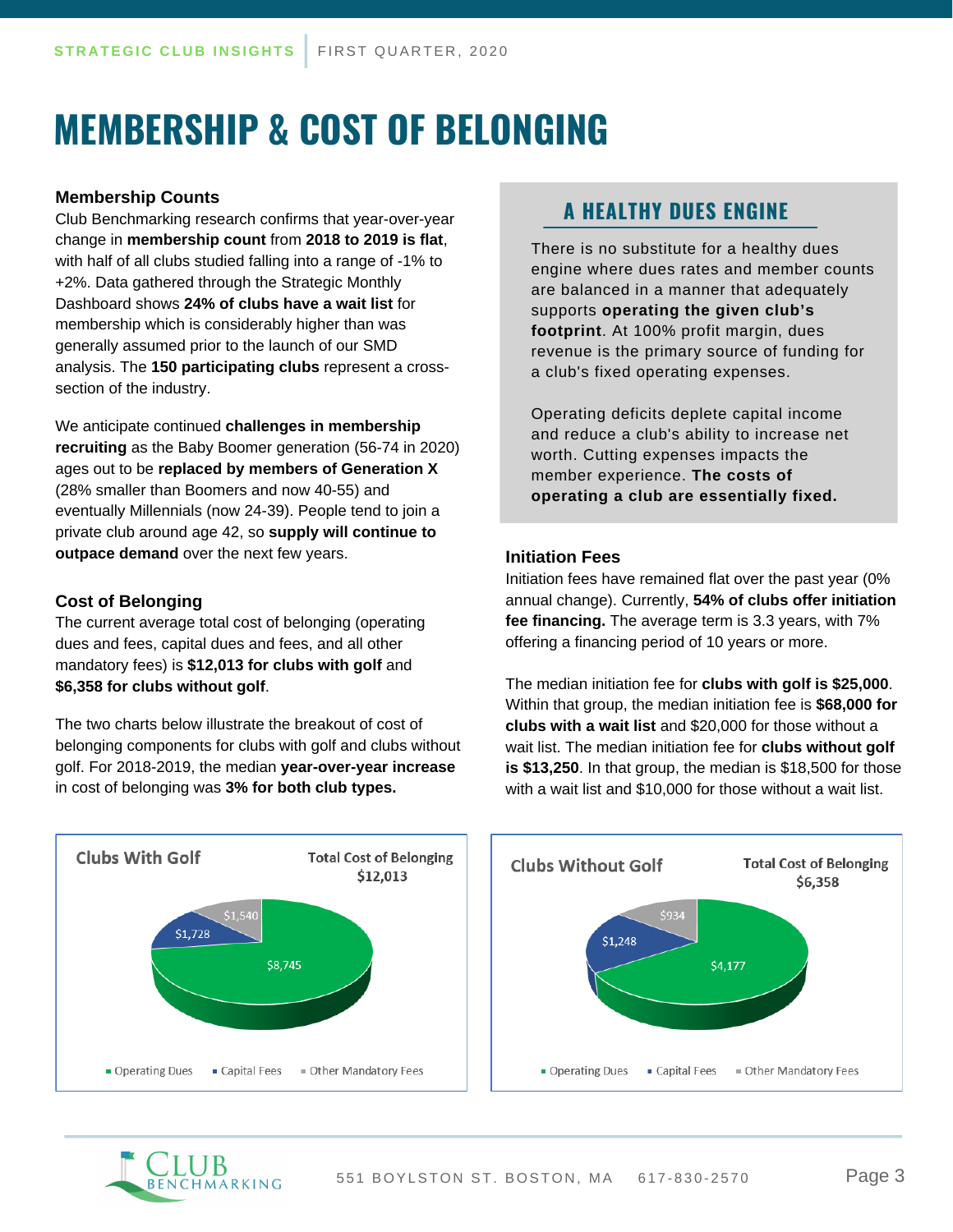# MEMBERSHIP & COST OF BELONGING

### Membership Counts

Club Benchmarking research confirms that year-over-year change in **membership count** from **2018 to 2019 is flat**, with half of all clubs studied falling into a range of -1% to +2%. Data gathered through the Strategic Monthly Dashboard shows **24% of clubs have a wait list** for membership which is considerably higher than was generally assumed prior to the launch of our SMD analysis. The **150 participating clubs** represent a cross-section of the industry.

We anticipate continued **challenges in membership recruiting** as the Baby Boomer generation (56-74 in 2020) ages out to be **replaced by members of Generation X** (28% smaller than Boomers and now 40-55) and eventually Millennials (now 24-39). People tend to join a private club around age 42, so **supply will continue to outpace demand** over the next few years.

### Cost of Belonging

The current average total cost of belonging (operating dues and fees, capital dues and fees, and all other mandatory fees) is **$12,013 for clubs with golf** and **$6,358 for clubs without golf**.

The two charts below illustrate the breakout of cost of belonging components for clubs with golf and clubs without golf. For 2018-2019, the median **year-over-year increase** in cost of belonging was **3% for both club types.**

## A HEALTHY DUES ENGINE

There is no substitute for a healthy dues engine where dues rates and member counts are balanced in a manner that adequately supports **operating the given club's footprint**. At 100% profit margin, dues revenue is the primary source of funding for a club's fixed operating expenses.

Operating deficits deplete capital income and reduce a club's ability to increase net worth. Cutting expenses impacts the member experience. **The costs of operating a club are essentially fixed.**

### Initiation Fees

Initiation fees have remained flat over the past year (0% annual change). Currently, **54% of clubs offer initiation fee financing.** The average term is 3.3 years, with 7% offering a financing period of 10 years or more.

The median initiation fee for **clubs with golf is $25,000**. Within that group, the median initiation fee is **$68,000 for clubs with a wait list** and $20,000 for those without a wait list. The median initiation fee for **clubs without golf is $13,250**. In that group, the median is $18,500 for those with a wait list and $10,000 for those without a wait list.

**Clubs With Golf** — Total Cost of Belonging $12,013

| Component | Amount |
|---|---|
| Operating Dues | $8,745 |
| Capital Fees | $1,728 |
| Other Mandatory Fees | $1,540 |

**Clubs Without Golf** — Total Cost of Belonging $6,358

| Component | Amount |
|---|---|
| Operating Dues | $4,177 |
| Capital Fees | $1,248 |
| Other Mandatory Fees | $934 |

CLUB BENCHMARKING — 551 BOYLSTON ST. BOSTON, MA 617-830-2570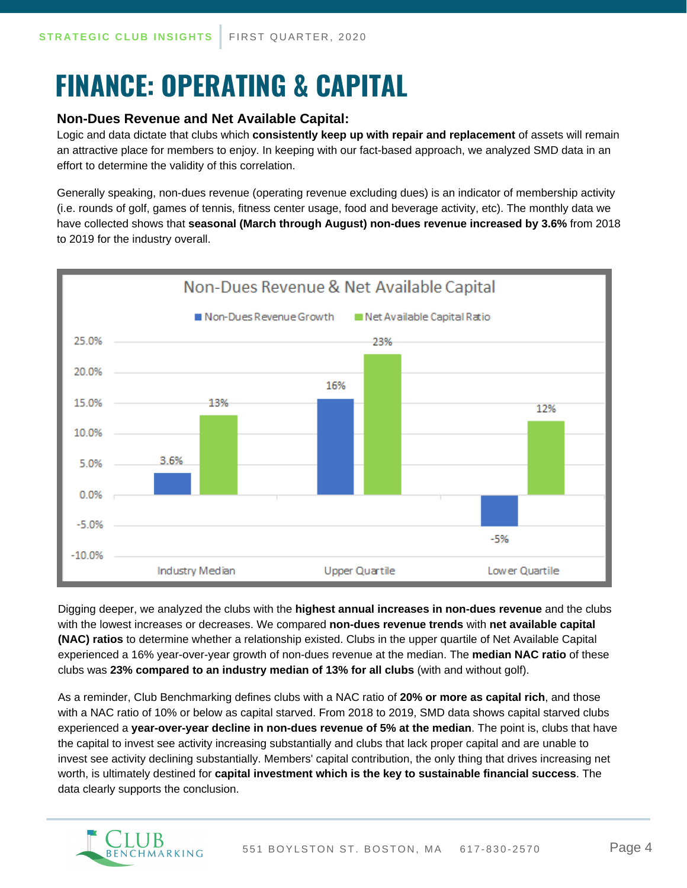# FINANCE: OPERATING & CAPITAL

### Non-Dues Revenue and Net Available Capital:

Logic and data dictate that clubs which **consistently keep up with repair and replacement** of assets will remain an attractive place for members to enjoy. In keeping with our fact-based approach, we analyzed SMD data in an effort to determine the validity of this correlation.

Generally speaking, non-dues revenue (operating revenue excluding dues) is an indicator of membership activity (i.e. rounds of golf, games of tennis, fitness center usage, food and beverage activity, etc). The monthly data we have collected shows that **seasonal (March through August) non-dues revenue increased by 3.6%** from 2018 to 2019 for the industry overall.

Non-Dues Revenue & Net Available Capital

Non-Dues Revenue Growth
Net Available Capital Ratio

25.0%
20.0%
15.0%
10.0%
5.0%
0.0%
-5.0%
-10.0%

Industry Median: 3.6%, 13%
Upper Quartile: 16%, 23%
Lower Quartile: -5%, 12%

Digging deeper, we analyzed the clubs with the **highest annual increases in non-dues revenue** and the clubs with the lowest increases or decreases. We compared **non-dues revenue trends** with **net available capital (NAC) ratios** to determine whether a relationship existed. Clubs in the upper quartile of Net Available Capital experienced a 16% year-over-year growth of non-dues revenue at the median. The **median NAC ratio** of these clubs was **23% compared to an industry median of 13% for all clubs** (with and without golf).

As a reminder, Club Benchmarking defines clubs with a NAC ratio of **20% or more as capital rich**, and those with a NAC ratio of 10% or below as capital starved. From 2018 to 2019, SMD data shows capital starved clubs experienced a **year-over-year decline in non-dues revenue of 5% at the median**. The point is, clubs that have the capital to invest see activity increasing substantially and clubs that lack proper capital and are unable to invest see activity declining substantially. Members' capital contribution, the only thing that drives increasing net worth, is ultimately destined for **capital investment which is the key to sustainable financial success**. The data clearly supports the conclusion.